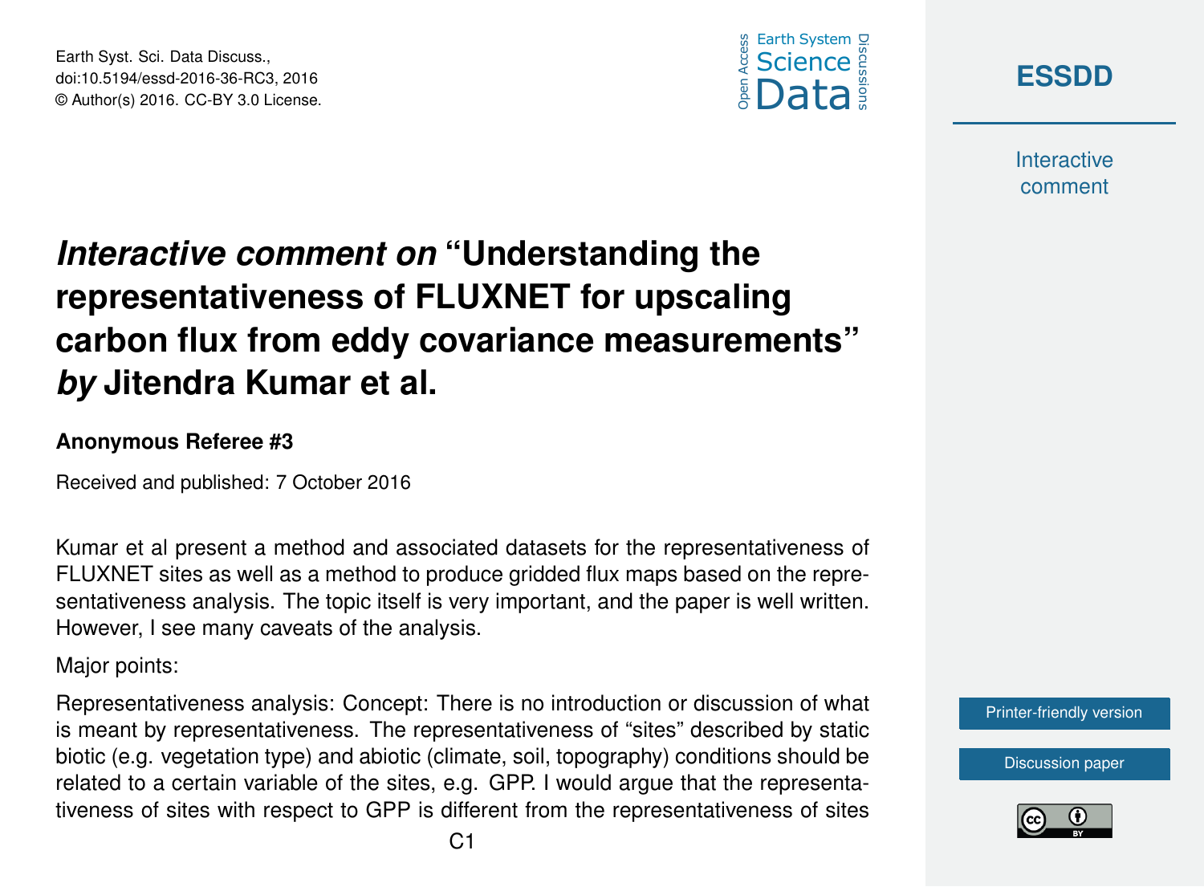# *Interactive comment on* "Understanding the representativeness of FLUXNET for upscaling carbon flux from eddy covariance measurements" *by* Jitendra Kumar et al.

**Anonymous Referee #3**

Received and published: 7 October 2016

Kumar et al present a method and associated datasets for the representativeness of FLUXNET sites as well as a method to produce gridded flux maps based on the representativeness analysis. The topic itself is very important, and the paper is well written. However, I see many caveats of the analysis.

Major points:

Representativeness analysis: Concept: There is no introduction or discussion of what is meant by representativeness. The representativeness of "sites" described by static biotic (e.g. vegetation type) and abiotic (climate, soil, topography) conditions should be related to a certain variable of the sites, e.g. GPP. I would argue that the representativeness of sites with respect to GPP is different from the representativeness of sites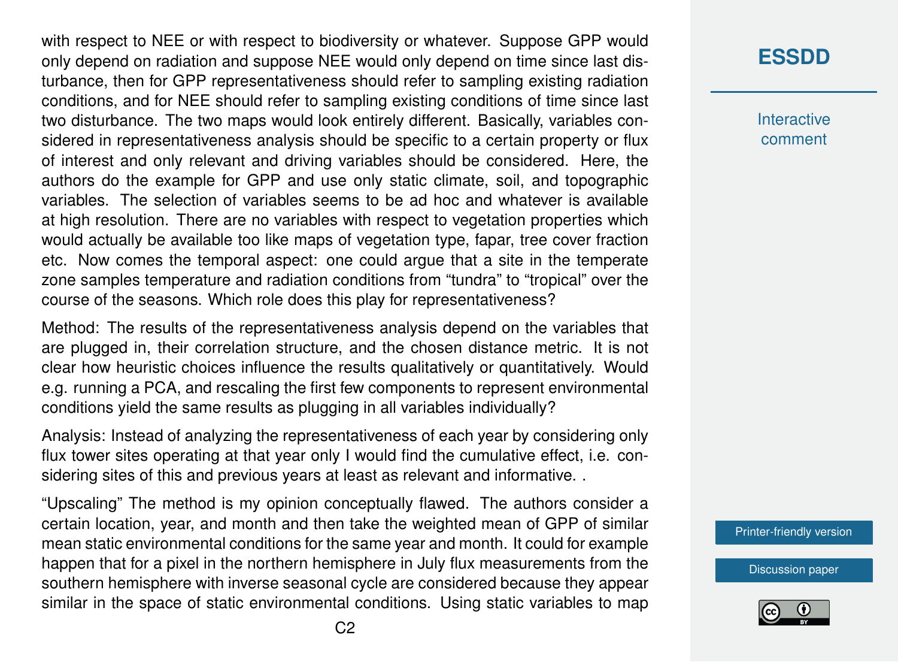with respect to NEE or with respect to biodiversity or whatever. Suppose GPP would only depend on radiation and suppose NEE would only depend on time since last disturbance, then for GPP representativeness should refer to sampling existing radiation conditions, and for NEE should refer to sampling existing conditions of time since last two disturbance. The two maps would look entirely different. Basically, variables considered in representativeness analysis should be specific to a certain property or flux of interest and only relevant and driving variables should be considered. Here, the authors do the example for GPP and use only static climate, soil, and topographic variables. The selection of variables seems to be ad hoc and whatever is available at high resolution. There are no variables with respect to vegetation properties which would actually be available too like maps of vegetation type, fapar, tree cover fraction etc. Now comes the temporal aspect: one could argue that a site in the temperate zone samples temperature and radiation conditions from "tundra" to "tropical" over the course of the seasons. Which role does this play for representativeness?

Method: The results of the representativeness analysis depend on the variables that are plugged in, their correlation structure, and the chosen distance metric. It is not clear how heuristic choices influence the results qualitatively or quantitatively. Would e.g. running a PCA, and rescaling the first few components to represent environmental conditions yield the same results as plugging in all variables individually?

Analysis: Instead of analyzing the representativeness of each year by considering only flux tower sites operating at that year only I would find the cumulative effect, i.e. considering sites of this and previous years at least as relevant and informative. .

"Upscaling" The method is my opinion conceptually flawed. The authors consider a certain location, year, and month and then take the weighted mean of GPP of similar mean static environmental conditions for the same year and month. It could for example happen that for a pixel in the northern hemisphere in July flux measurements from the southern hemisphere with inverse seasonal cycle are considered because they appear similar in the space of static environmental conditions. Using static variables to map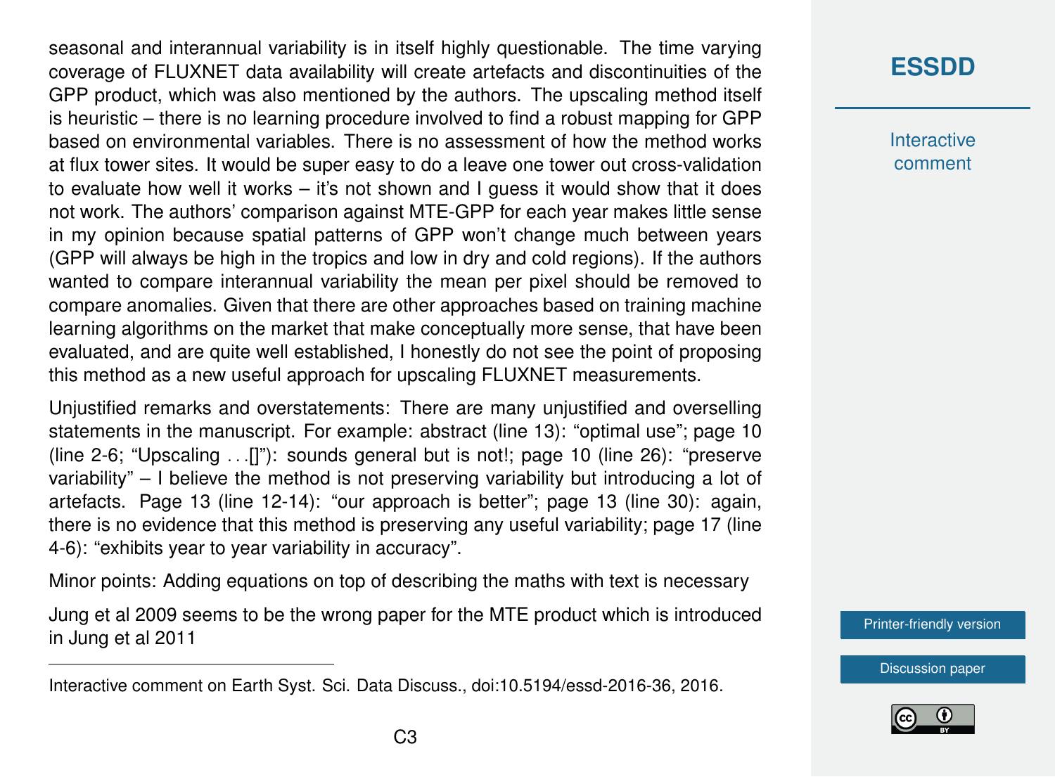seasonal and interannual variability is in itself highly questionable. The time varying coverage of FLUXNET data availability will create artefacts and discontinuities of the GPP product, which was also mentioned by the authors. The upscaling method itself is heuristic – there is no learning procedure involved to find a robust mapping for GPP based on environmental variables. There is no assessment of how the method works at flux tower sites. It would be super easy to do a leave one tower out cross-validation to evaluate how well it works – it's not shown and I guess it would show that it does not work. The authors' comparison against MTE-GPP for each year makes little sense in my opinion because spatial patterns of GPP won't change much between years (GPP will always be high in the tropics and low in dry and cold regions). If the authors wanted to compare interannual variability the mean per pixel should be removed to compare anomalies. Given that there are other approaches based on training machine learning algorithms on the market that make conceptually more sense, that have been evaluated, and are quite well established, I honestly do not see the point of proposing this method as a new useful approach for upscaling FLUXNET measurements.

Unjustified remarks and overstatements: There are many unjustified and overselling statements in the manuscript. For example: abstract (line 13): "optimal use"; page 10 (line 2-6; "Upscaling ...[]"): sounds general but is not!; page 10 (line 26): "preserve variability" – I believe the method is not preserving variability but introducing a lot of artefacts. Page 13 (line 12-14): "our approach is better"; page 13 (line 30): again, there is no evidence that this method is preserving any useful variability; page 17 (line 4-6): "exhibits year to year variability in accuracy".

Minor points: Adding equations on top of describing the maths with text is necessary

Jung et al 2009 seems to be the wrong paper for the MTE product which is introduced in Jung et al 2011

---

Interactive comment on Earth Syst. Sci. Data Discuss., doi:10.5194/essd-2016-36, 2016.